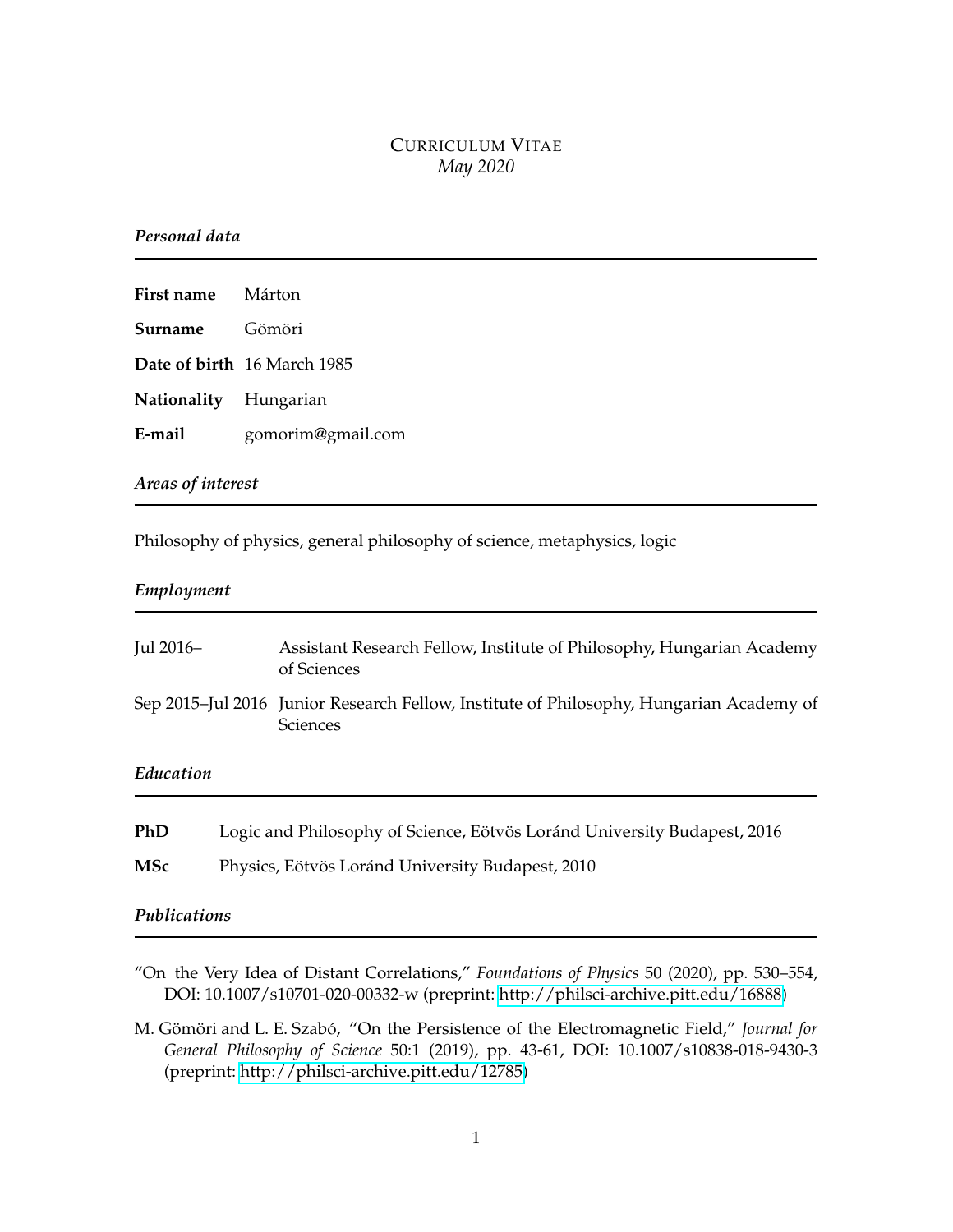# Curriculum Vitae

*May 2020*

## *Personal data*

| | |
|---|---|
| **First name** | Márton |
| **Surname** | Gömöri |
| **Date of birth** | 16 March 1985 |
| **Nationality** | Hungarian |
| **E-mail** | gomorim@gmail.com |

## *Areas of interest*

Philosophy of physics, general philosophy of science, metaphysics, logic

## *Employment*

| | |
|---|---|
| Jul 2016– | Assistant Research Fellow, Institute of Philosophy, Hungarian Academy of Sciences |
| Sep 2015–Jul 2016 | Junior Research Fellow, Institute of Philosophy, Hungarian Academy of Sciences |

## *Education*

| | |
|---|---|
| **PhD** | Logic and Philosophy of Science, Eötvös Loránd University Budapest, 2016 |
| **MSc** | Physics, Eötvös Loránd University Budapest, 2010 |

## *Publications*

"On the Very Idea of Distant Correlations," *Foundations of Physics* 50 (2020), pp. 530–554, DOI: 10.1007/s10701-020-00332-w (preprint: http://philsci-archive.pitt.edu/16888)

M. Gömöri and L. E. Szabó, "On the Persistence of the Electromagnetic Field," *Journal for General Philosophy of Science* 50:1 (2019), pp. 43-61, DOI: 10.1007/s10838-018-9430-3 (preprint: http://philsci-archive.pitt.edu/12785)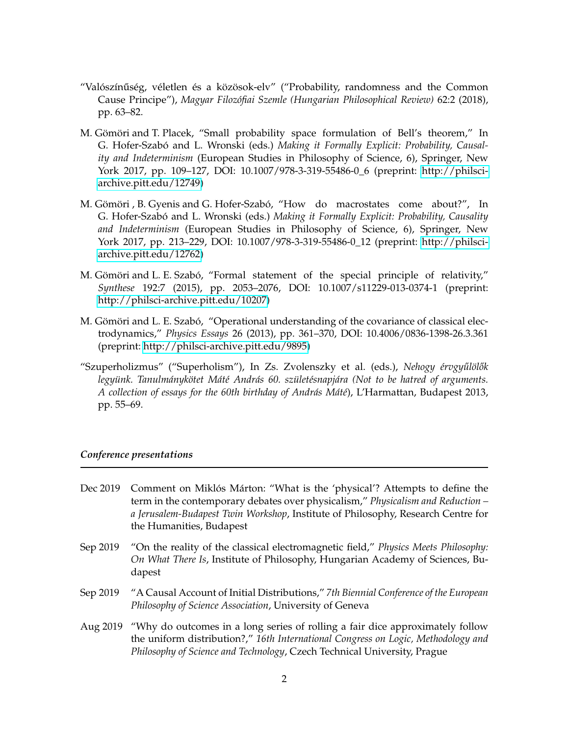"Valószínűség, véletlen és a közösok-elv" ("Probability, randomness and the Common Cause Principe"), *Magyar Filozófiai Szemle (Hungarian Philosophical Review)* 62:2 (2018), pp. 63–82.

M. Gömöri and T. Placek, "Small probability space formulation of Bell's theorem," In G. Hofer-Szabó and L. Wronski (eds.) *Making it Formally Explicit: Probability, Causality and Indeterminism* (European Studies in Philosophy of Science, 6), Springer, New York 2017, pp. 109–127, DOI: 10.1007/978-3-319-55486-0_6 (preprint: http://philsci-archive.pitt.edu/12749)

M. Gömöri , B. Gyenis and G. Hofer-Szabó, "How do macrostates come about?", In G. Hofer-Szabó and L. Wronski (eds.) *Making it Formally Explicit: Probability, Causality and Indeterminism* (European Studies in Philosophy of Science, 6), Springer, New York 2017, pp. 213–229, DOI: 10.1007/978-3-319-55486-0_12 (preprint: http://philsci-archive.pitt.edu/12762)

M. Gömöri and L. E. Szabó, "Formal statement of the special principle of relativity," *Synthese* 192:7 (2015), pp. 2053–2076, DOI: 10.1007/s11229-013-0374-1 (preprint: http://philsci-archive.pitt.edu/10207)

M. Gömöri and L. E. Szabó, "Operational understanding of the covariance of classical electrodynamics," *Physics Essays* 26 (2013), pp. 361–370, DOI: 10.4006/0836-1398-26.3.361 (preprint: http://philsci-archive.pitt.edu/9895)

"Szuperholizmus" ("Superholism"), In Zs. Zvolenszky et al. (eds.), *Nehogy érvgyűlölők legyünk. Tanulmánykötet Máté András 60. születésnapjára (Not to be hatred of arguments. A collection of essays for the 60th birthday of András Máté)*, L'Harmattan, Budapest 2013, pp. 55–69.

### *Conference presentations*

Dec 2019 Comment on Miklós Márton: "What is the 'physical'? Attempts to define the term in the contemporary debates over physicalism," *Physicalism and Reduction – a Jerusalem-Budapest Twin Workshop*, Institute of Philosophy, Research Centre for the Humanities, Budapest

Sep 2019 "On the reality of the classical electromagnetic field," *Physics Meets Philosophy: On What There Is*, Institute of Philosophy, Hungarian Academy of Sciences, Budapest

Sep 2019 "A Causal Account of Initial Distributions," *7th Biennial Conference of the European Philosophy of Science Association*, University of Geneva

Aug 2019 "Why do outcomes in a long series of rolling a fair dice approximately follow the uniform distribution?," *16th International Congress on Logic, Methodology and Philosophy of Science and Technology*, Czech Technical University, Prague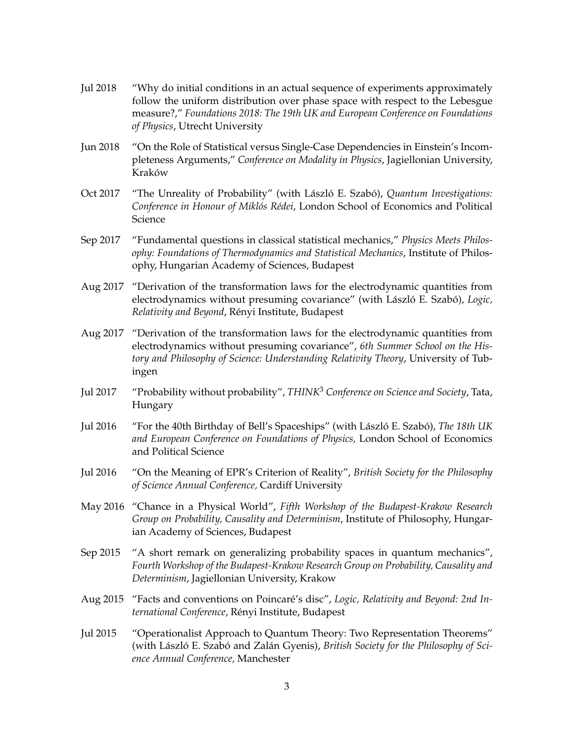Jul 2018 "Why do initial conditions in an actual sequence of experiments approximately follow the uniform distribution over phase space with respect to the Lebesgue measure?," *Foundations 2018: The 19th UK and European Conference on Foundations of Physics*, Utrecht University

Jun 2018 "On the Role of Statistical versus Single-Case Dependencies in Einstein's Incompleteness Arguments," *Conference on Modality in Physics*, Jagiellonian University, Kraków

Oct 2017 "The Unreality of Probability" (with László E. Szabó), *Quantum Investigations: Conference in Honour of Miklós Rédei*, London School of Economics and Political Science

Sep 2017 "Fundamental questions in classical statistical mechanics," *Physics Meets Philosophy: Foundations of Thermodynamics and Statistical Mechanics*, Institute of Philosophy, Hungarian Academy of Sciences, Budapest

Aug 2017 "Derivation of the transformation laws for the electrodynamic quantities from electrodynamics without presuming covariance" (with László E. Szabó), *Logic, Relativity and Beyond*, Rényi Institute, Budapest

Aug 2017 "Derivation of the transformation laws for the electrodynamic quantities from electrodynamics without presuming covariance", *6th Summer School on the History and Philosophy of Science: Understanding Relativity Theory*, University of Tubingen

Jul 2017 "Probability without probability", *THINK$^3$ Conference on Science and Society*, Tata, Hungary

Jul 2016 "For the 40th Birthday of Bell's Spaceships" (with László E. Szabó), *The 18th UK and European Conference on Foundations of Physics,* London School of Economics and Political Science

Jul 2016 "On the Meaning of EPR's Criterion of Reality", *British Society for the Philosophy of Science Annual Conference,* Cardiff University

May 2016 "Chance in a Physical World", *Fifth Workshop of the Budapest-Krakow Research Group on Probability, Causality and Determinism*, Institute of Philosophy, Hungarian Academy of Sciences, Budapest

Sep 2015 "A short remark on generalizing probability spaces in quantum mechanics", *Fourth Workshop of the Budapest-Krakow Research Group on Probability, Causality and Determinism*, Jagiellonian University, Krakow

Aug 2015 "Facts and conventions on Poincaré's disc", *Logic, Relativity and Beyond: 2nd International Conference*, Rényi Institute, Budapest

Jul 2015 "Operationalist Approach to Quantum Theory: Two Representation Theorems" (with László E. Szabó and Zalán Gyenis), *British Society for the Philosophy of Science Annual Conference,* Manchester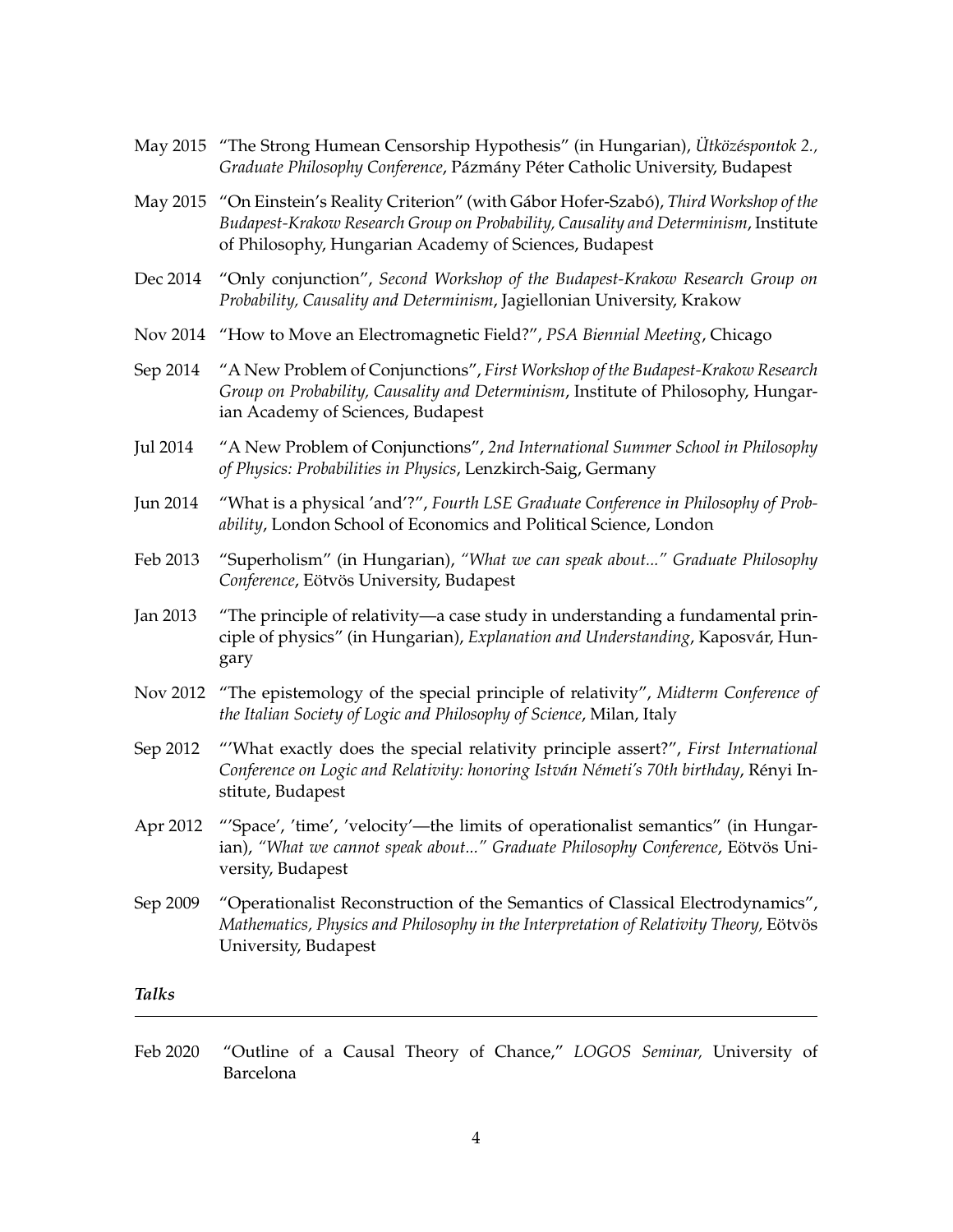May 2015 "The Strong Humean Censorship Hypothesis" (in Hungarian), *Ütközéspontok 2., Graduate Philosophy Conference*, Pázmány Péter Catholic University, Budapest

May 2015 "On Einstein's Reality Criterion" (with Gábor Hofer-Szabó), *Third Workshop of the Budapest-Krakow Research Group on Probability, Causality and Determinism*, Institute of Philosophy, Hungarian Academy of Sciences, Budapest

Dec 2014 "Only conjunction", *Second Workshop of the Budapest-Krakow Research Group on Probability, Causality and Determinism*, Jagiellonian University, Krakow

Nov 2014 "How to Move an Electromagnetic Field?", *PSA Biennial Meeting*, Chicago

Sep 2014 "A New Problem of Conjunctions", *First Workshop of the Budapest-Krakow Research Group on Probability, Causality and Determinism*, Institute of Philosophy, Hungarian Academy of Sciences, Budapest

Jul 2014 "A New Problem of Conjunctions", *2nd International Summer School in Philosophy of Physics: Probabilities in Physics*, Lenzkirch-Saig, Germany

Jun 2014 "What is a physical 'and'?", *Fourth LSE Graduate Conference in Philosophy of Probability*, London School of Economics and Political Science, London

Feb 2013 "Superholism" (in Hungarian), *"What we can speak about..." Graduate Philosophy Conference*, Eötvös University, Budapest

Jan 2013 "The principle of relativity—a case study in understanding a fundamental principle of physics" (in Hungarian), *Explanation and Understanding*, Kaposvár, Hungary

Nov 2012 "The epistemology of the special principle of relativity", *Midterm Conference of the Italian Society of Logic and Philosophy of Science*, Milan, Italy

Sep 2012 "'What exactly does the special relativity principle assert?", *First International Conference on Logic and Relativity: honoring István Németi's 70th birthday*, Rényi Institute, Budapest

Apr 2012 "'Space', 'time', 'velocity'—the limits of operationalist semantics" (in Hungarian), *"What we cannot speak about..." Graduate Philosophy Conference*, Eötvös University, Budapest

Sep 2009 "Operationalist Reconstruction of the Semantics of Classical Electrodynamics", *Mathematics, Physics and Philosophy in the Interpretation of Relativity Theory,* Eötvös University, Budapest

### *Talks*

Feb 2020 "Outline of a Causal Theory of Chance," *LOGOS Seminar,* University of Barcelona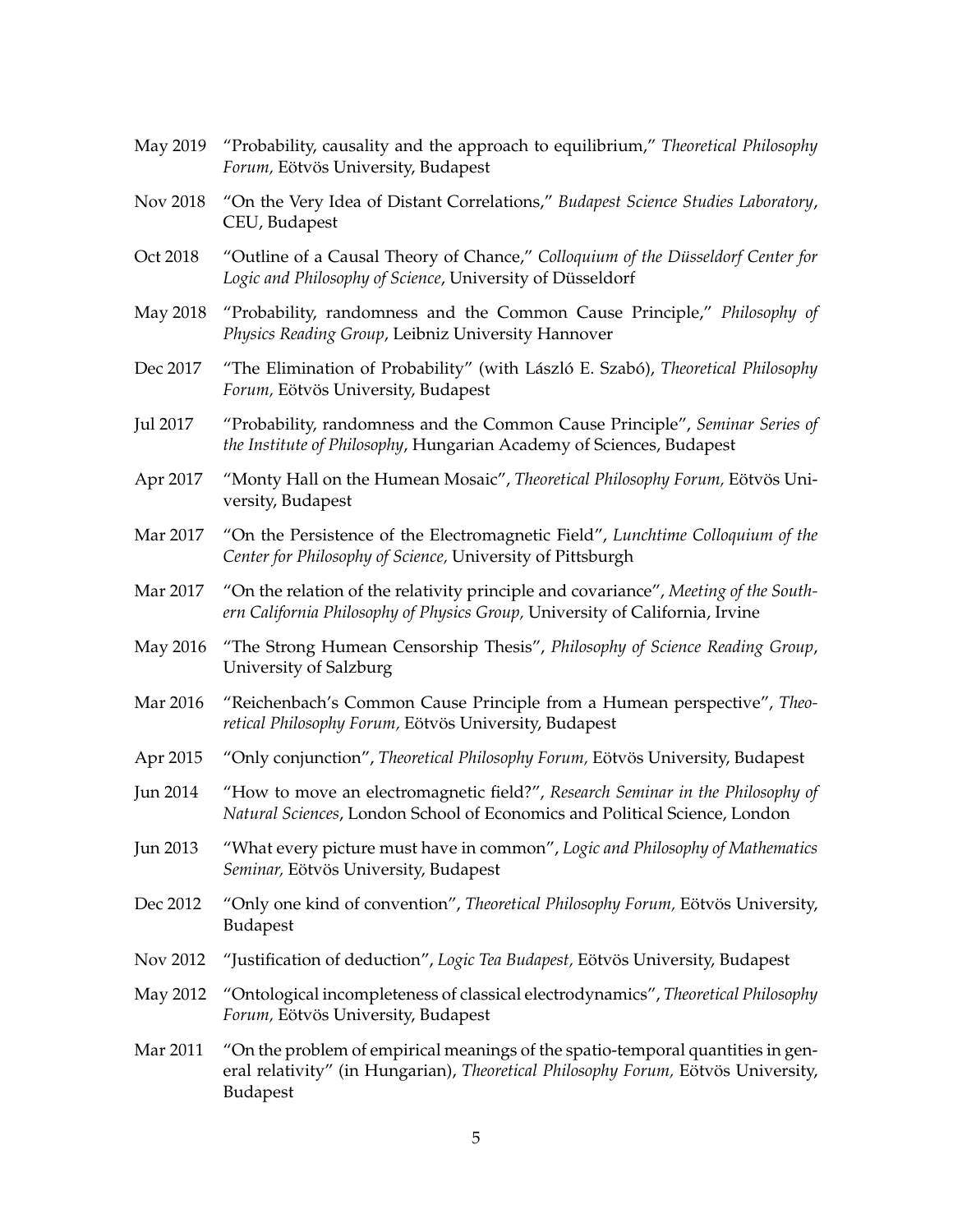May 2019 "Probability, causality and the approach to equilibrium," *Theoretical Philosophy Forum,* Eötvös University, Budapest

Nov 2018 "On the Very Idea of Distant Correlations," *Budapest Science Studies Laboratory*, CEU, Budapest

Oct 2018 "Outline of a Causal Theory of Chance," *Colloquium of the Düsseldorf Center for Logic and Philosophy of Science*, University of Düsseldorf

May 2018 "Probability, randomness and the Common Cause Principle," *Philosophy of Physics Reading Group*, Leibniz University Hannover

Dec 2017 "The Elimination of Probability" (with László E. Szabó), *Theoretical Philosophy Forum,* Eötvös University, Budapest

Jul 2017 "Probability, randomness and the Common Cause Principle", *Seminar Series of the Institute of Philosophy*, Hungarian Academy of Sciences, Budapest

Apr 2017 "Monty Hall on the Humean Mosaic", *Theoretical Philosophy Forum,* Eötvös University, Budapest

Mar 2017 "On the Persistence of the Electromagnetic Field", *Lunchtime Colloquium of the Center for Philosophy of Science,* University of Pittsburgh

Mar 2017 "On the relation of the relativity principle and covariance", *Meeting of the Southern California Philosophy of Physics Group,* University of California, Irvine

May 2016 "The Strong Humean Censorship Thesis", *Philosophy of Science Reading Group*, University of Salzburg

Mar 2016 "Reichenbach's Common Cause Principle from a Humean perspective", *Theoretical Philosophy Forum,* Eötvös University, Budapest

Apr 2015 "Only conjunction", *Theoretical Philosophy Forum,* Eötvös University, Budapest

Jun 2014 "How to move an electromagnetic field?", *Research Seminar in the Philosophy of Natural Sciences*, London School of Economics and Political Science, London

Jun 2013 "What every picture must have in common", *Logic and Philosophy of Mathematics Seminar,* Eötvös University, Budapest

Dec 2012 "Only one kind of convention", *Theoretical Philosophy Forum,* Eötvös University, Budapest

Nov 2012 "Justification of deduction", *Logic Tea Budapest,* Eötvös University, Budapest

May 2012 "Ontological incompleteness of classical electrodynamics", *Theoretical Philosophy Forum,* Eötvös University, Budapest

Mar 2011 "On the problem of empirical meanings of the spatio-temporal quantities in general relativity" (in Hungarian), *Theoretical Philosophy Forum,* Eötvös University, Budapest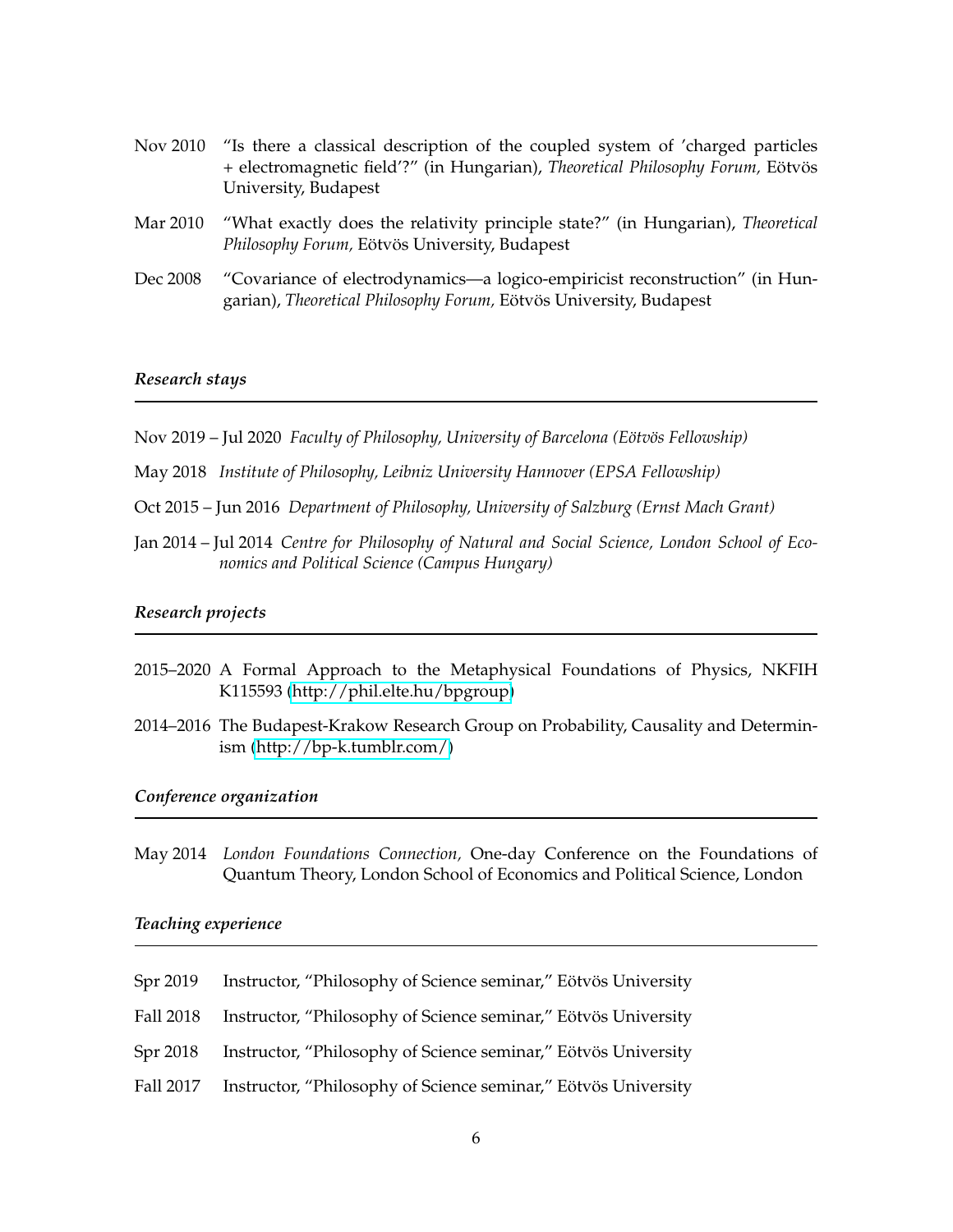Nov 2010 "Is there a classical description of the coupled system of 'charged particles + electromagnetic field'?" (in Hungarian), *Theoretical Philosophy Forum,* Eötvös University, Budapest

Mar 2010 "What exactly does the relativity principle state?" (in Hungarian), *Theoretical Philosophy Forum,* Eötvös University, Budapest

Dec 2008 "Covariance of electrodynamics—a logico-empiricist reconstruction" (in Hungarian), *Theoretical Philosophy Forum,* Eötvös University, Budapest

### *Research stays*

Nov 2019 – Jul 2020 *Faculty of Philosophy, University of Barcelona (Eötvös Fellowship)*

May 2018 *Institute of Philosophy, Leibniz University Hannover (EPSA Fellowship)*

Oct 2015 – Jun 2016 *Department of Philosophy, University of Salzburg (Ernst Mach Grant)*

Jan 2014 – Jul 2014 *Centre for Philosophy of Natural and Social Science, London School of Economics and Political Science (Campus Hungary)*

### *Research projects*

2015–2020 A Formal Approach to the Metaphysical Foundations of Physics, NKFIH K115593 (http://phil.elte.hu/bpgroup)

2014–2016 The Budapest-Krakow Research Group on Probability, Causality and Determinism (http://bp-k.tumblr.com/)

### *Conference organization*

May 2014 *London Foundations Connection,* One-day Conference on the Foundations of Quantum Theory, London School of Economics and Political Science, London

### *Teaching experience*

Spr 2019 Instructor, "Philosophy of Science seminar," Eötvös University

Fall 2018 Instructor, "Philosophy of Science seminar," Eötvös University

Spr 2018 Instructor, "Philosophy of Science seminar," Eötvös University

Fall 2017 Instructor, "Philosophy of Science seminar," Eötvös University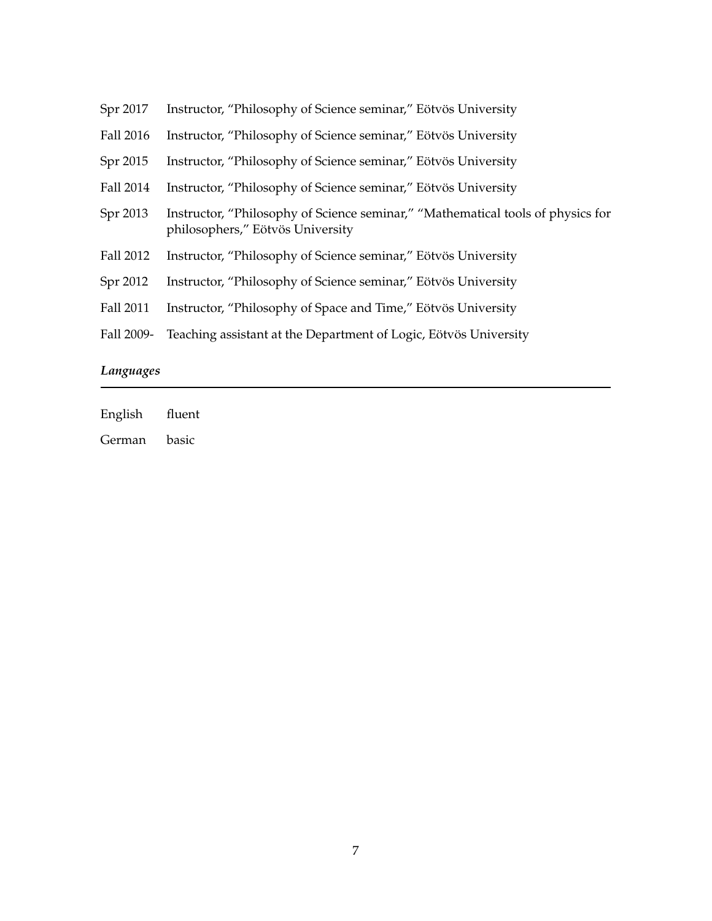| | |
|---|---|
| Spr 2017 | Instructor, "Philosophy of Science seminar," Eötvös University |
| Fall 2016 | Instructor, "Philosophy of Science seminar," Eötvös University |
| Spr 2015 | Instructor, "Philosophy of Science seminar," Eötvös University |
| Fall 2014 | Instructor, "Philosophy of Science seminar," Eötvös University |
| Spr 2013 | Instructor, "Philosophy of Science seminar," "Mathematical tools of physics for philosophers," Eötvös University |
| Fall 2012 | Instructor, "Philosophy of Science seminar," Eötvös University |
| Spr 2012 | Instructor, "Philosophy of Science seminar," Eötvös University |
| Fall 2011 | Instructor, "Philosophy of Space and Time," Eötvös University |
| Fall 2009- | Teaching assistant at the Department of Logic, Eötvös University |

### *Languages*

| | |
|---|---|
| English | fluent |
| German | basic |